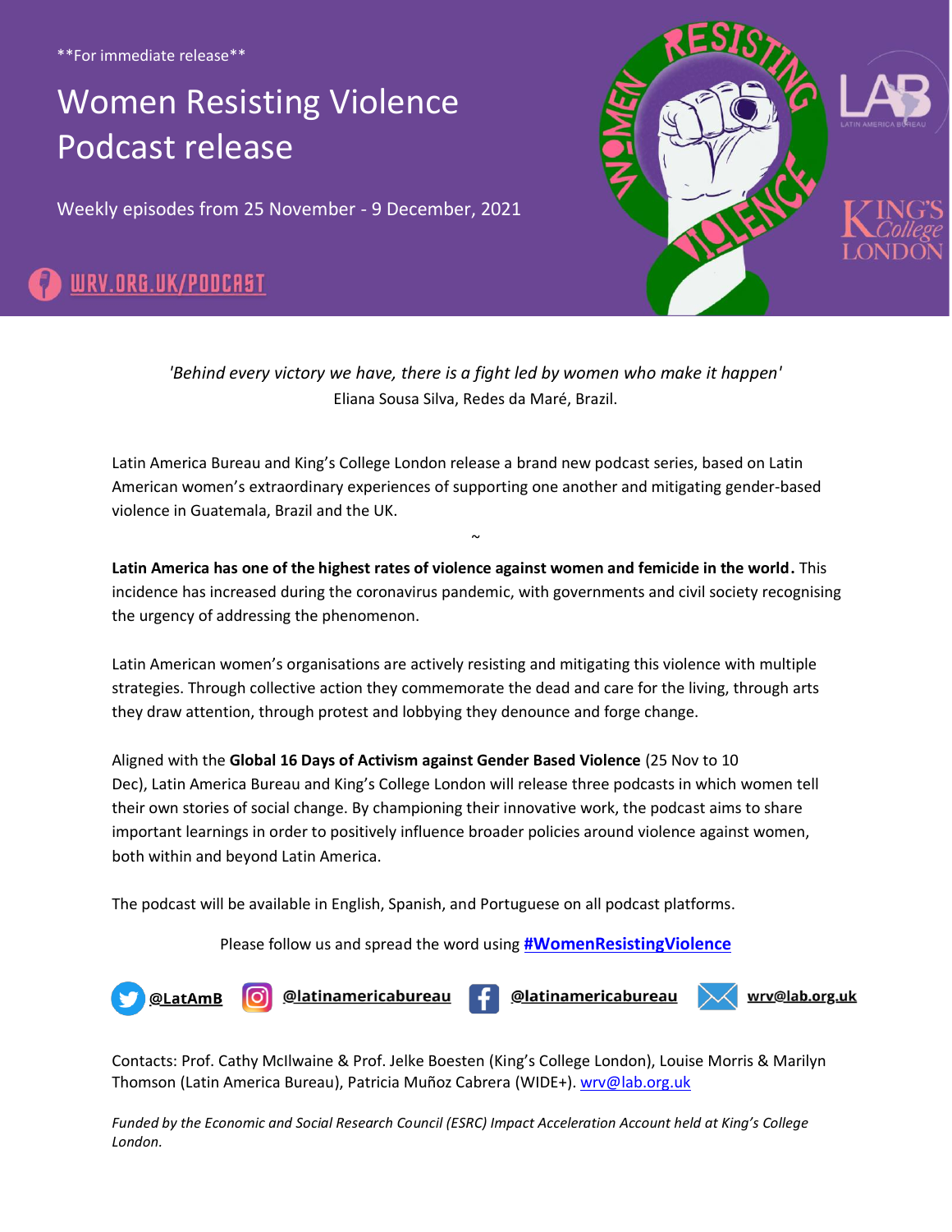**For immediate release**

# Women Resisting Violence Podcast release

Weekly episodes from 25 November - 9 December, 2021

WRV.ORG.UK/PODCAST

*'Behind every victory we have, there is a fight led by women who make it happen'*
Eliana Sousa Silva, Redes da Maré, Brazil.

Latin America Bureau and King's College London release a brand new podcast series, based on Latin American women's extraordinary experiences of supporting one another and mitigating gender-based violence in Guatemala, Brazil and the UK.

~

**Latin America has one of the highest rates of violence against women and femicide in the world.** This incidence has increased during the coronavirus pandemic, with governments and civil society recognising the urgency of addressing the phenomenon.

Latin American women's organisations are actively resisting and mitigating this violence with multiple strategies. Through collective action they commemorate the dead and care for the living, through arts they draw attention, through protest and lobbying they denounce and forge change.

Aligned with the **Global 16 Days of Activism against Gender Based Violence** (25 Nov to 10 Dec), Latin America Bureau and King's College London will release three podcasts in which women tell their own stories of social change. By championing their innovative work, the podcast aims to share important learnings in order to positively influence broader policies around violence against women, both within and beyond Latin America.

The podcast will be available in English, Spanish, and Portuguese on all podcast platforms.

Please follow us and spread the word using **#WomenResistingViolence**

**@LatAmB** **@latinamericabureau** **@latinamericabureau** **wrv@lab.org.uk**

Contacts: Prof. Cathy McIlwaine & Prof. Jelke Boesten (King's College London), Louise Morris & Marilyn Thomson (Latin America Bureau), Patricia Muñoz Cabrera (WIDE+). wrv@lab.org.uk

*Funded by the Economic and Social Research Council (ESRC) Impact Acceleration Account held at King's College London.*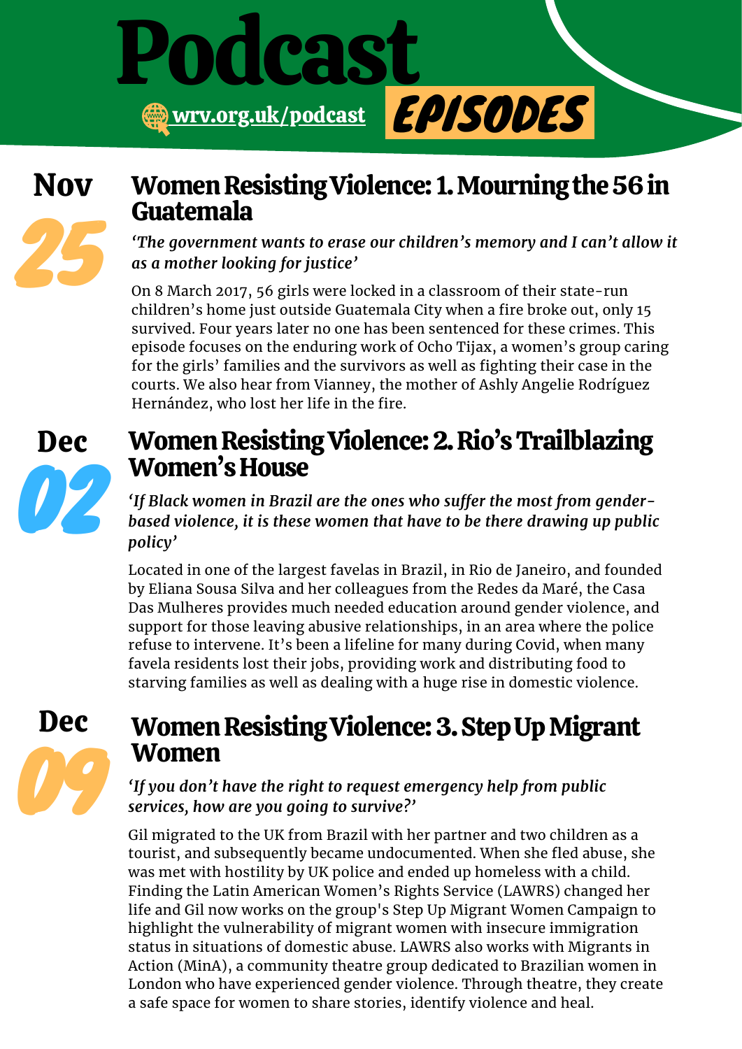# Podcast EPISODES

wrv.org.uk/podcast

**Nov 25**

## Women Resisting Violence: 1. Mourning the 56 in Guatemala

*'The government wants to erase our children's memory and I can't allow it as a mother looking for justice'*

On 8 March 2017, 56 girls were locked in a classroom of their state-run children's home just outside Guatemala City when a fire broke out, only 15 survived. Four years later no one has been sentenced for these crimes. This episode focuses on the enduring work of Ocho Tijax, a women's group caring for the girls' families and the survivors as well as fighting their case in the courts. We also hear from Vianney, the mother of Ashly Angelie Rodríguez Hernández, who lost her life in the fire.

**Dec 02**

## Women Resisting Violence: 2. Rio's Trailblazing Women's House

*'If Black women in Brazil are the ones who suffer the most from gender-based violence, it is these women that have to be there drawing up public policy'*

Located in one of the largest favelas in Brazil, in Rio de Janeiro, and founded by Eliana Sousa Silva and her colleagues from the Redes da Maré, the Casa Das Mulheres provides much needed education around gender violence, and support for those leaving abusive relationships, in an area where the police refuse to intervene. It's been a lifeline for many during Covid, when many favela residents lost their jobs, providing work and distributing food to starving families as well as dealing with a huge rise in domestic violence.

**Dec 09**

## Women Resisting Violence: 3. Step Up Migrant Women

*'If you don't have the right to request emergency help from public services, how are you going to survive?'*

Gil migrated to the UK from Brazil with her partner and two children as a tourist, and subsequently became undocumented. When she fled abuse, she was met with hostility by UK police and ended up homeless with a child. Finding the Latin American Women's Rights Service (LAWRS) changed her life and Gil now works on the group's Step Up Migrant Women Campaign to highlight the vulnerability of migrant women with insecure immigration status in situations of domestic abuse. LAWRS also works with Migrants in Action (MinA), a community theatre group dedicated to Brazilian women in London who have experienced gender violence. Through theatre, they create a safe space for women to share stories, identify violence and heal.